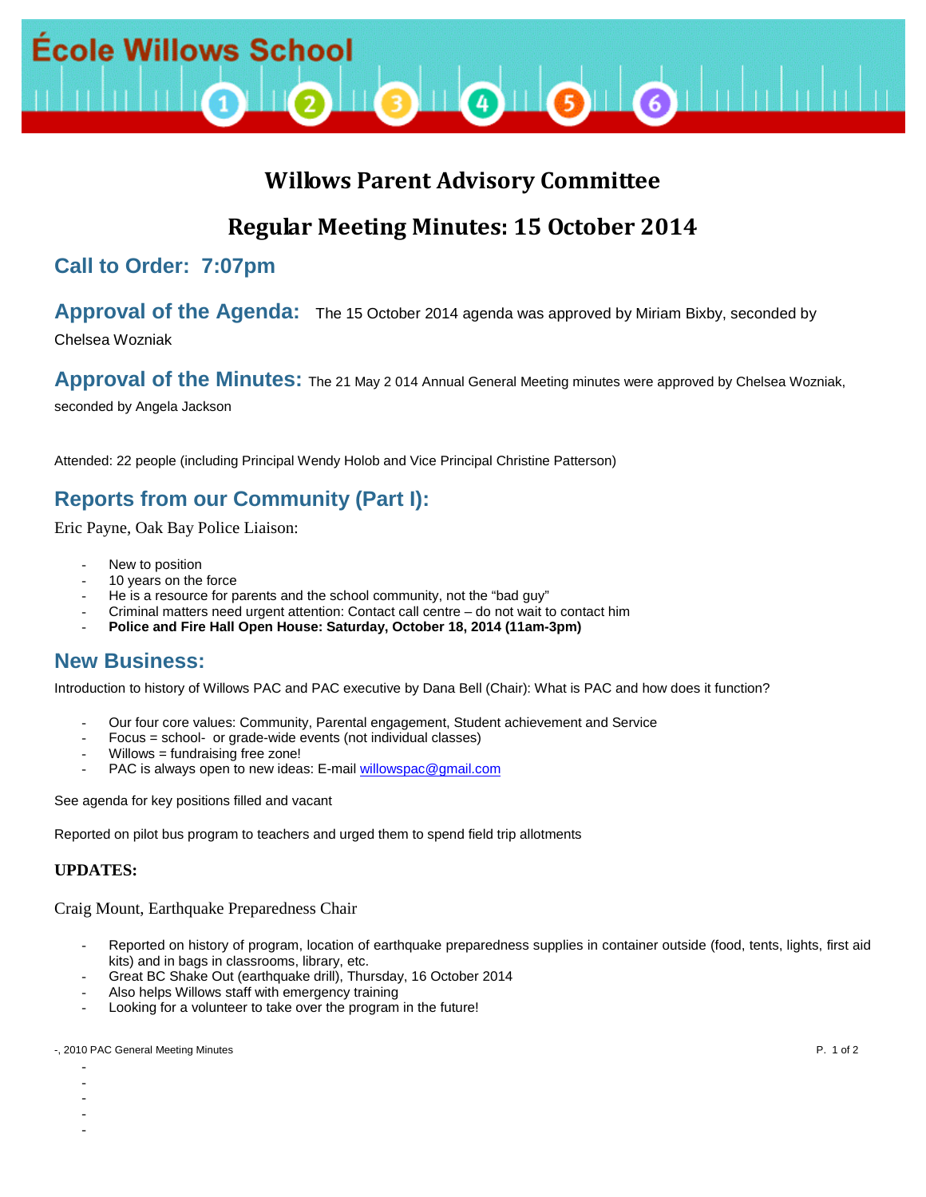École Willows School

# Willows Parent Advisory Committee

# Regular Meeting Minutes: 15 October 2014

## Call to Order: 7:07pm

## Approval of the Agenda:

The 15 October 2014 agenda was approved by Miriam Bixby, seconded by Chelsea Wozniak

## Approval of the Minutes:

The 21 May 2 014 Annual General Meeting minutes were approved by Chelsea Wozniak, seconded by Angela Jackson

Attended: 22 people (including Principal Wendy Holob and Vice Principal Christine Patterson)

## Reports from our Community (Part I):

Eric Payne, Oak Bay Police Liaison:

- New to position
- 10 years on the force
- He is a resource for parents and the school community, not the "bad guy"
- Criminal matters need urgent attention: Contact call centre – do not wait to contact him
- **Police and Fire Hall Open House: Saturday, October 18, 2014 (11am-3pm)**

## New Business:

Introduction to history of Willows PAC and PAC executive by Dana Bell (Chair): What is PAC and how does it function?

- Our four core values: Community, Parental engagement, Student achievement and Service
- Focus = school- or grade-wide events (not individual classes)
- Willows = fundraising free zone!
- PAC is always open to new ideas: E-mail willowspac@gmail.com

See agenda for key positions filled and vacant

Reported on pilot bus program to teachers and urged them to spend field trip allotments

### UPDATES:

Craig Mount, Earthquake Preparedness Chair

- Reported on history of program, location of earthquake preparedness supplies in container outside (food, tents, lights, first aid kits) and in bags in classrooms, library, etc.
- Great BC Shake Out (earthquake drill), Thursday, 16 October 2014
- Also helps Willows staff with emergency training
- Looking for a volunteer to take over the program in the future!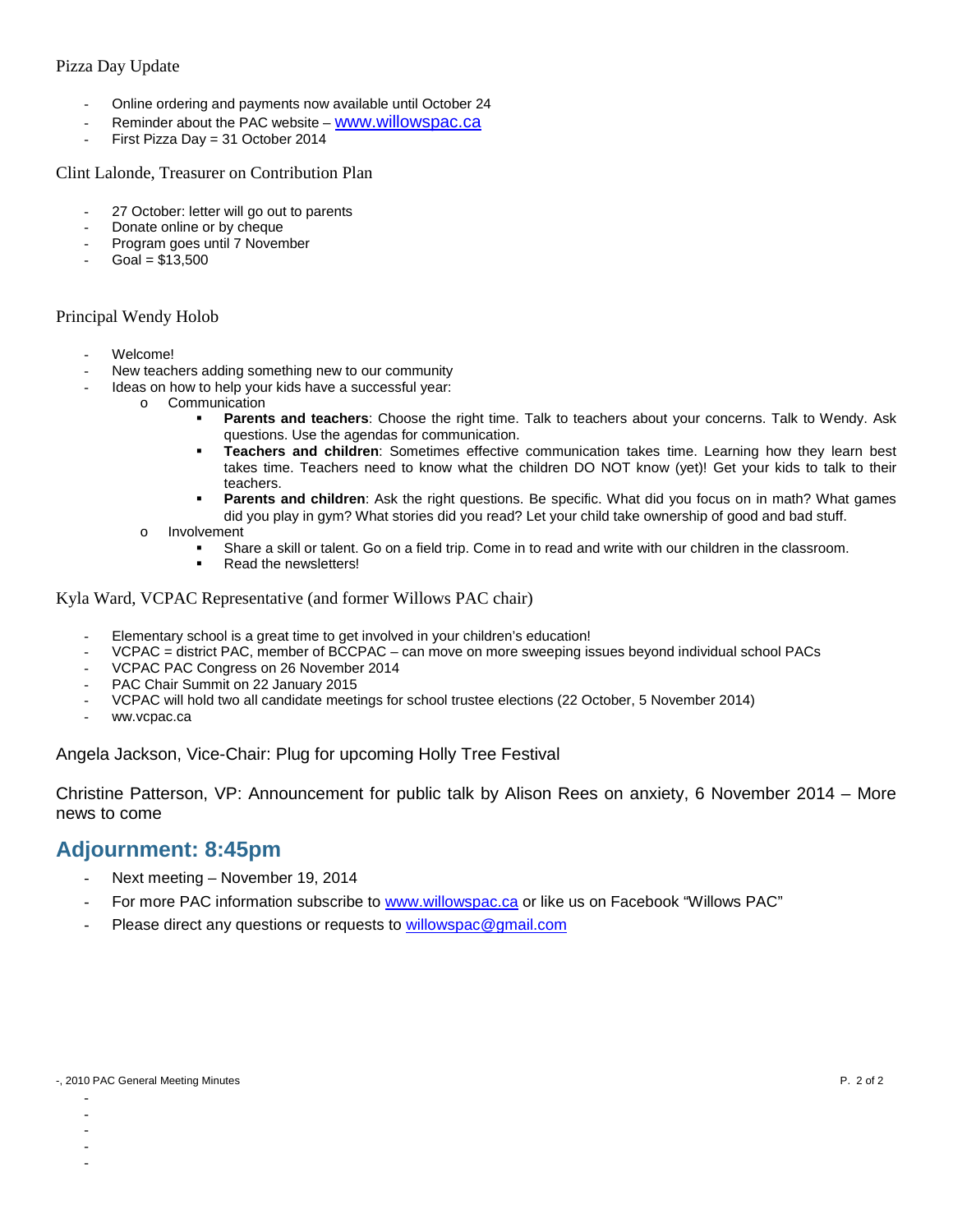Pizza Day Update

- Online ordering and payments now available until October 24
- Reminder about the PAC website – www.willowspac.ca
- First Pizza Day = 31 October 2014

Clint Lalonde, Treasurer on Contribution Plan

- 27 October: letter will go out to parents
- Donate online or by cheque
- Program goes until 7 November
- Goal = $13,500

Principal Wendy Holob

- Welcome!
- New teachers adding something new to our community
- Ideas on how to help your kids have a successful year:
  - Communication
    - **Parents and teachers**: Choose the right time. Talk to teachers about your concerns. Talk to Wendy. Ask questions. Use the agendas for communication.
    - **Teachers and children**: Sometimes effective communication takes time. Learning how they learn best takes time. Teachers need to know what the children DO NOT know (yet)! Get your kids to talk to their teachers.
    - **Parents and children**: Ask the right questions. Be specific. What did you focus on in math? What games did you play in gym? What stories did you read? Let your child take ownership of good and bad stuff.
  - Involvement
    - Share a skill or talent. Go on a field trip. Come in to read and write with our children in the classroom.
    - Read the newsletters!

Kyla Ward, VCPAC Representative (and former Willows PAC chair)

- Elementary school is a great time to get involved in your children's education!
- VCPAC = district PAC, member of BCCPAC – can move on more sweeping issues beyond individual school PACs
- VCPAC PAC Congress on 26 November 2014
- PAC Chair Summit on 22 January 2015
- VCPAC will hold two all candidate meetings for school trustee elections (22 October, 5 November 2014)
- ww.vcpac.ca

Angela Jackson, Vice-Chair: Plug for upcoming Holly Tree Festival

Christine Patterson, VP: Announcement for public talk by Alison Rees on anxiety, 6 November 2014 – More news to come

## Adjournment: 8:45pm

- Next meeting – November 19, 2014
- For more PAC information subscribe to www.willowspac.ca or like us on Facebook "Willows PAC"
- Please direct any questions or requests to willowspac@gmail.com